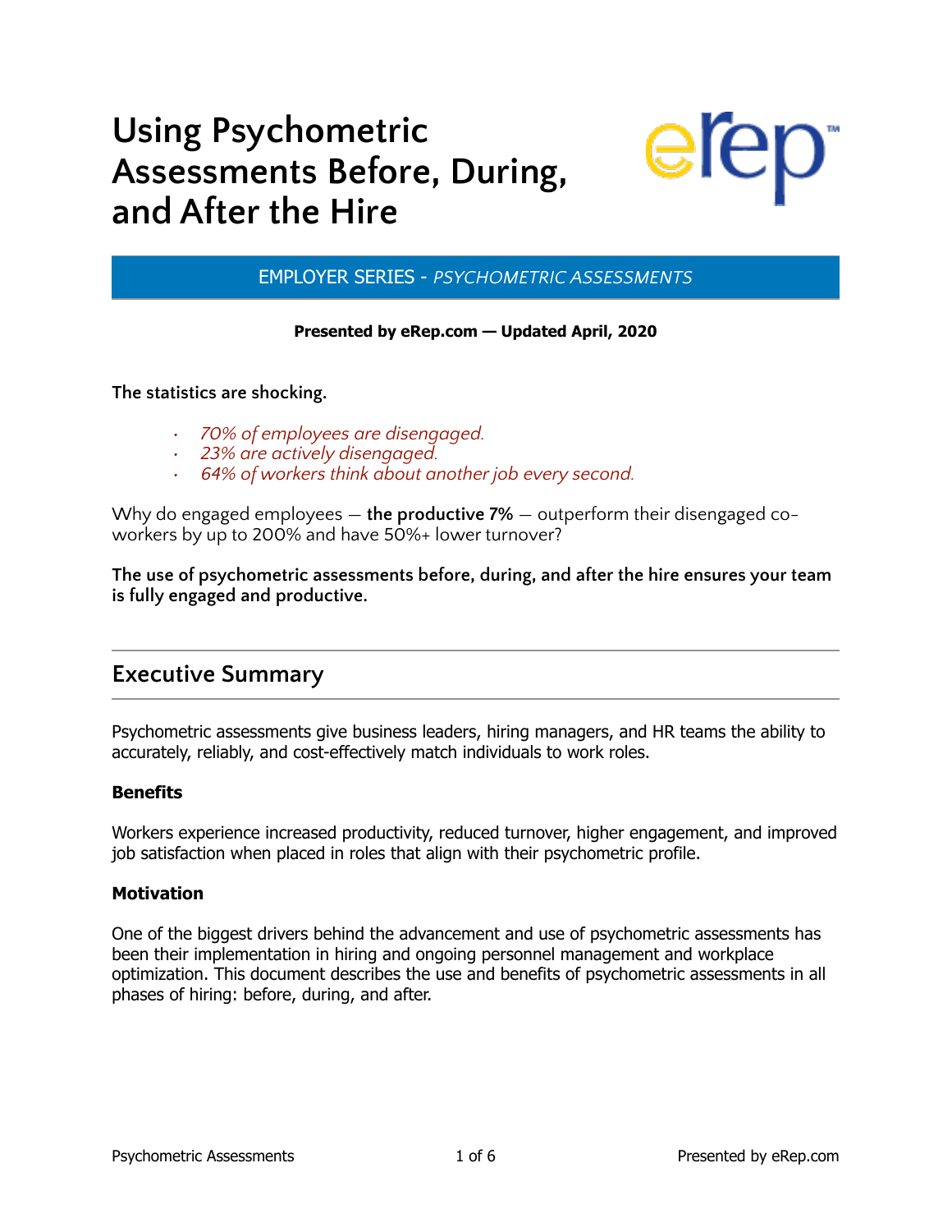# Using Psychometric Assessments Before, During, and After the Hire

EMPLOYER SERIES - *PSYCHOMETRIC ASSESSMENTS*

**Presented by eRep.com — Updated April, 2020**

The statistics are shocking.

- *70% of employees are disengaged.*
- *23% are actively disengaged.*
- *64% of workers think about another job every second.*

Why do engaged employees — **the productive 7%** — outperform their disengaged co-workers by up to 200% and have 50%+ lower turnover?

**The use of psychometric assessments before, during, and after the hire ensures your team is fully engaged and productive.**

## Executive Summary

Psychometric assessments give business leaders, hiring managers, and HR teams the ability to accurately, reliably, and cost-effectively match individuals to work roles.

### Benefits

Workers experience increased productivity, reduced turnover, higher engagement, and improved job satisfaction when placed in roles that align with their psychometric profile.

### Motivation

One of the biggest drivers behind the advancement and use of psychometric assessments has been their implementation in hiring and ongoing personnel management and workplace optimization. This document describes the use and benefits of psychometric assessments in all phases of hiring: before, during, and after.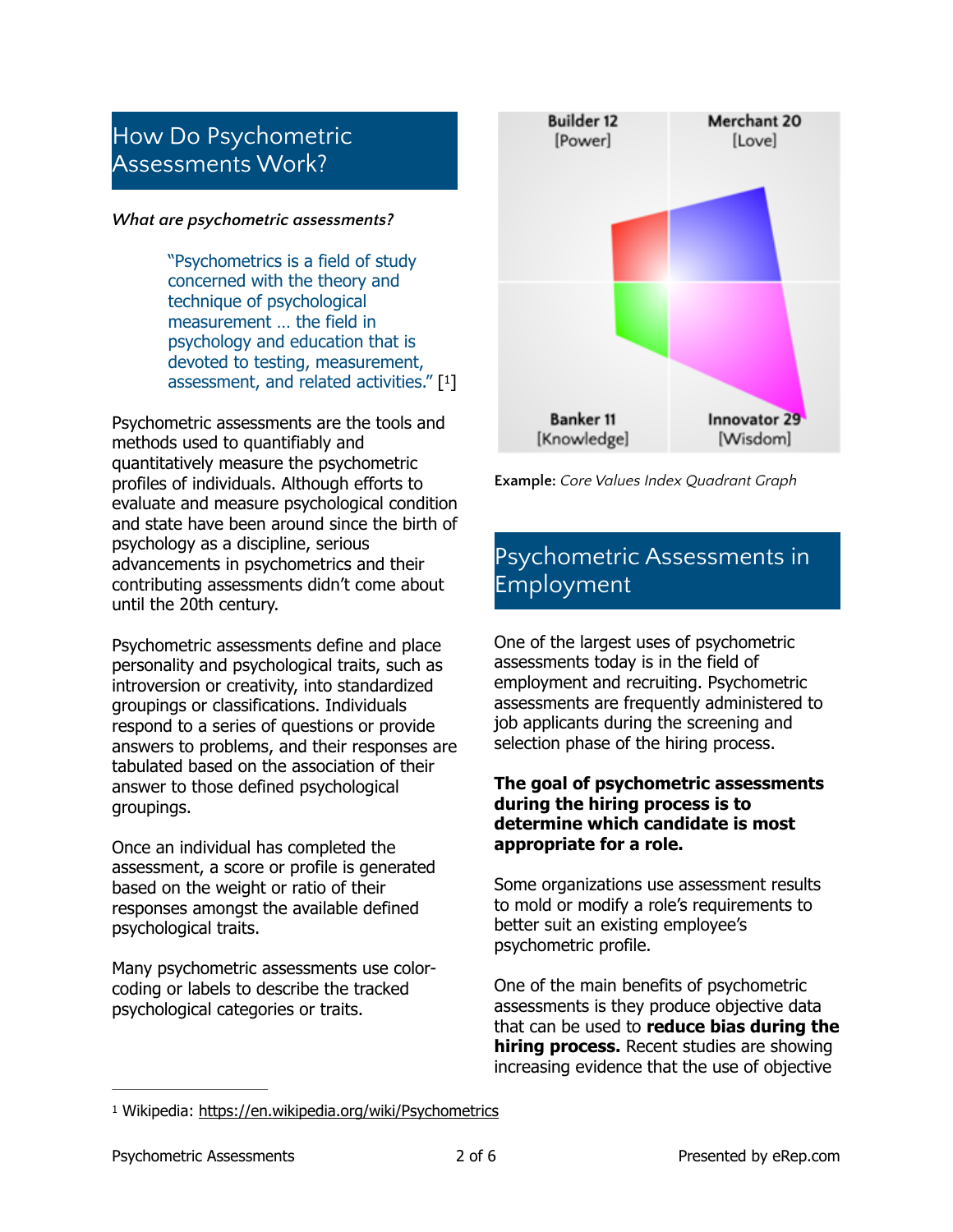## How Do Psychometric Assessments Work?

***What are psychometric assessments?***

> "Psychometrics is a field of study concerned with the theory and technique of psychological measurement … the field in psychology and education that is devoted to testing, measurement, assessment, and related activities." [1]

Psychometric assessments are the tools and methods used to quantifiably and quantitatively measure the psychometric profiles of individuals. Although efforts to evaluate and measure psychological condition and state have been around since the birth of psychology as a discipline, serious advancements in psychometrics and their contributing assessments didn't come about until the 20th century.

Psychometric assessments define and place personality and psychological traits, such as introversion or creativity, into standardized groupings or classifications. Individuals respond to a series of questions or provide answers to problems, and their responses are tabulated based on the association of their answer to those defined psychological groupings.

Once an individual has completed the assessment, a score or profile is generated based on the weight or ratio of their responses amongst the available defined psychological traits.

Many psychometric assessments use color-coding or labels to describe the tracked psychological categories or traits.

Builder 12 [Power] | Merchant 20 [Love] | Banker 11 [Knowledge] | Innovator 29 [Wisdom]

**Example:** *Core Values Index Quadrant Graph*

## Psychometric Assessments in Employment

One of the largest uses of psychometric assessments today is in the field of employment and recruiting. Psychometric assessments are frequently administered to job applicants during the screening and selection phase of the hiring process.

**The goal of psychometric assessments during the hiring process is to determine which candidate is most appropriate for a role.**

Some organizations use assessment results to mold or modify a role's requirements to better suit an existing employee's psychometric profile.

One of the main benefits of psychometric assessments is they produce objective data that can be used to **reduce bias during the hiring process.** Recent studies are showing increasing evidence that the use of objective

---

[1] Wikipedia: https://en.wikipedia.org/wiki/Psychometrics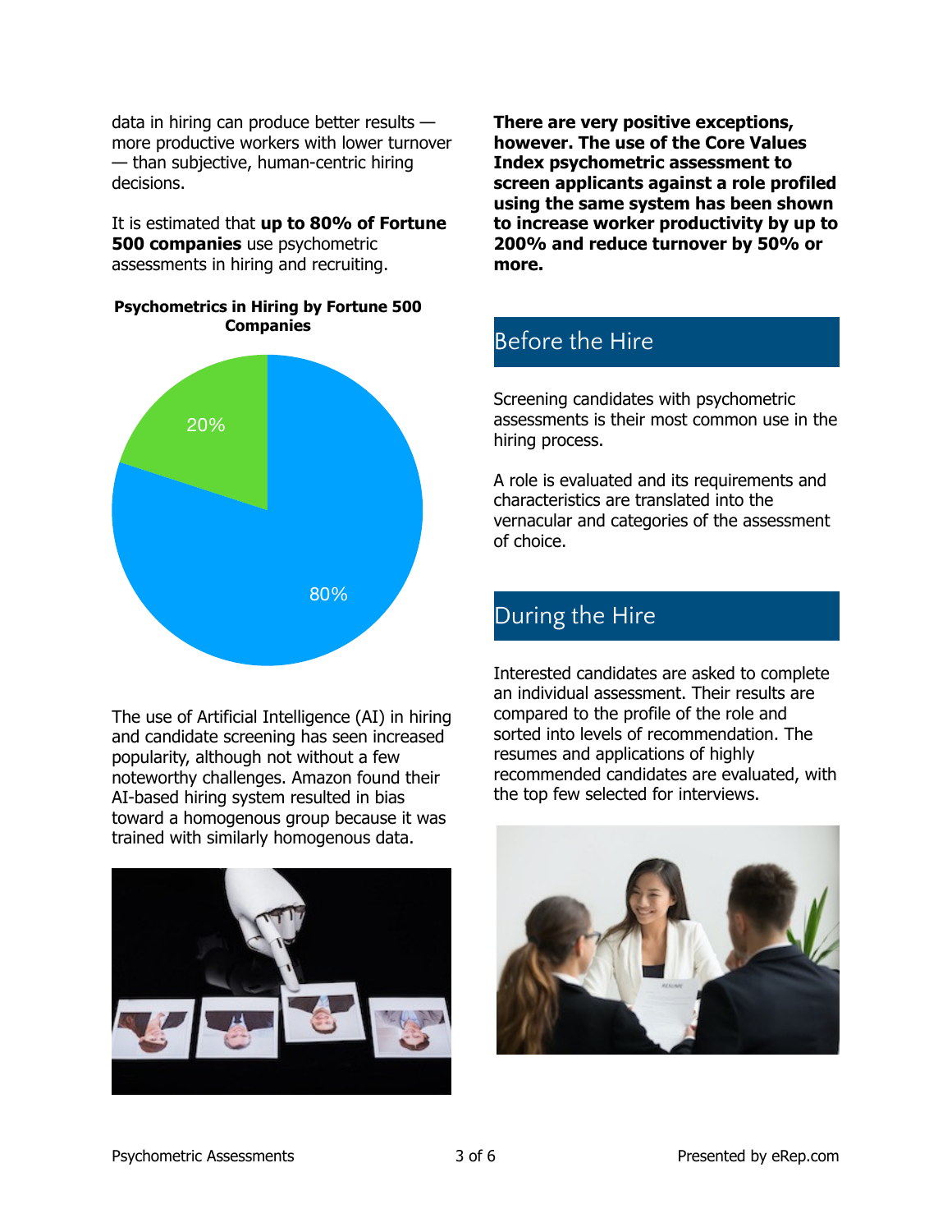data in hiring can produce better results — more productive workers with lower turnover — than subjective, human-centric hiring decisions.

It is estimated that **up to 80% of Fortune 500 companies** use psychometric assessments in hiring and recruiting.

**Psychometrics in Hiring by Fortune 500 Companies**

20%

80%

The use of Artificial Intelligence (AI) in hiring and candidate screening has seen increased popularity, although not without a few noteworthy challenges. Amazon found their AI-based hiring system resulted in bias toward a homogenous group because it was trained with similarly homogenous data.

**There are very positive exceptions, however. The use of the Core Values Index psychometric assessment to screen applicants against a role profiled using the same system has been shown to increase worker productivity by up to 200% and reduce turnover by 50% or more.**

## Before the Hire

Screening candidates with psychometric assessments is their most common use in the hiring process.

A role is evaluated and its requirements and characteristics are translated into the vernacular and categories of the assessment of choice.

## During the Hire

Interested candidates are asked to complete an individual assessment. Their results are compared to the profile of the role and sorted into levels of recommendation. The resumes and applications of highly recommended candidates are evaluated, with the top few selected for interviews.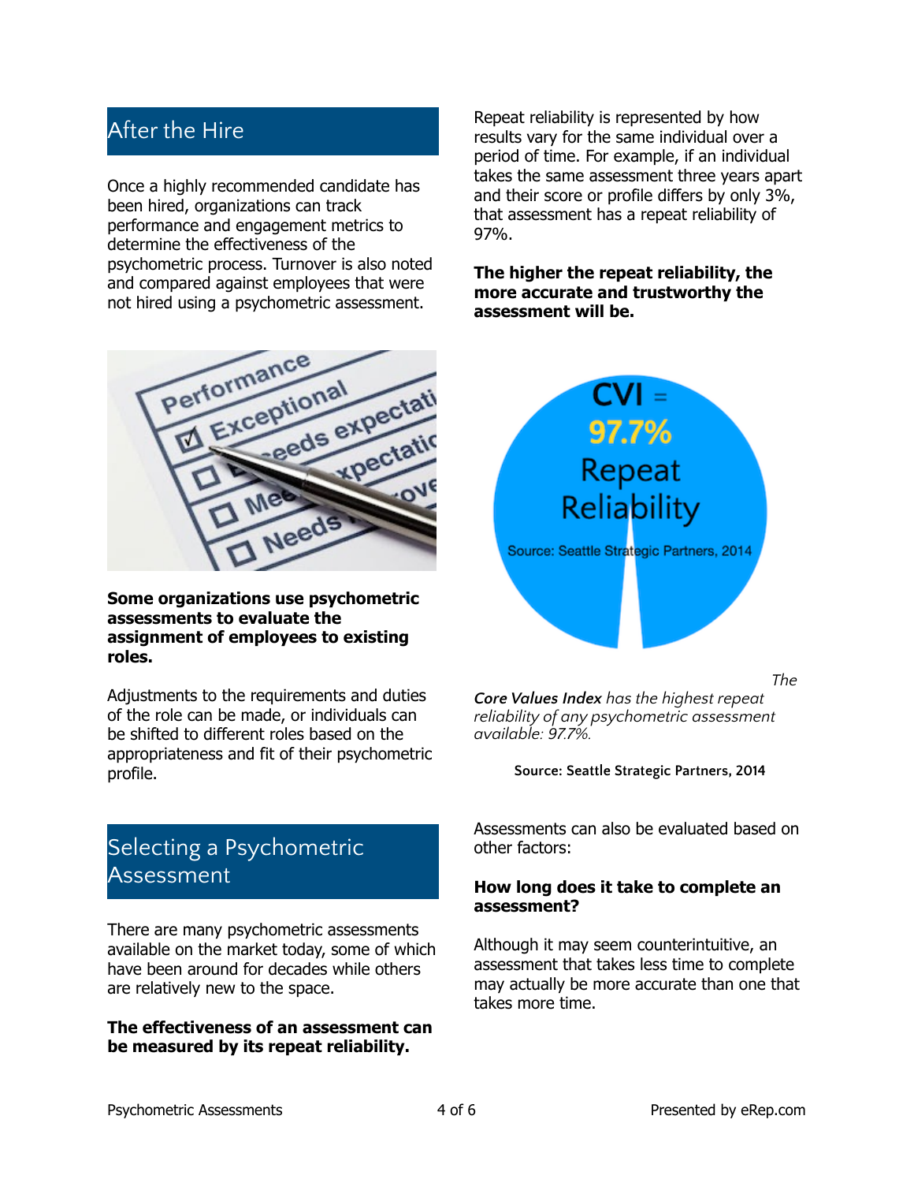## After the Hire

Once a highly recommended candidate has been hired, organizations can track performance and engagement metrics to determine the effectiveness of the psychometric process. Turnover is also noted and compared against employees that were not hired using a psychometric assessment.

**Some organizations use psychometric assessments to evaluate the assignment of employees to existing roles.**

Adjustments to the requirements and duties of the role can be made, or individuals can be shifted to different roles based on the appropriateness and fit of their psychometric profile.

## Selecting a Psychometric Assessment

There are many psychometric assessments available on the market today, some of which have been around for decades while others are relatively new to the space.

**The effectiveness of an assessment can be measured by its repeat reliability.**

Repeat reliability is represented by how results vary for the same individual over a period of time. For example, if an individual takes the same assessment three years apart and their score or profile differs by only 3%, that assessment has a repeat reliability of 97%.

**The higher the repeat reliability, the more accurate and trustworthy the assessment will be.**

CVI = 97.7% Repeat Reliability

Source: Seattle Strategic Partners, 2014

*The **Core Values Index** has the highest repeat reliability of any psychometric assessment available: 97.7%.*

**Source: Seattle Strategic Partners, 2014**

Assessments can also be evaluated based on other factors:

**How long does it take to complete an assessment?**

Although it may seem counterintuitive, an assessment that takes less time to complete may actually be more accurate than one that takes more time.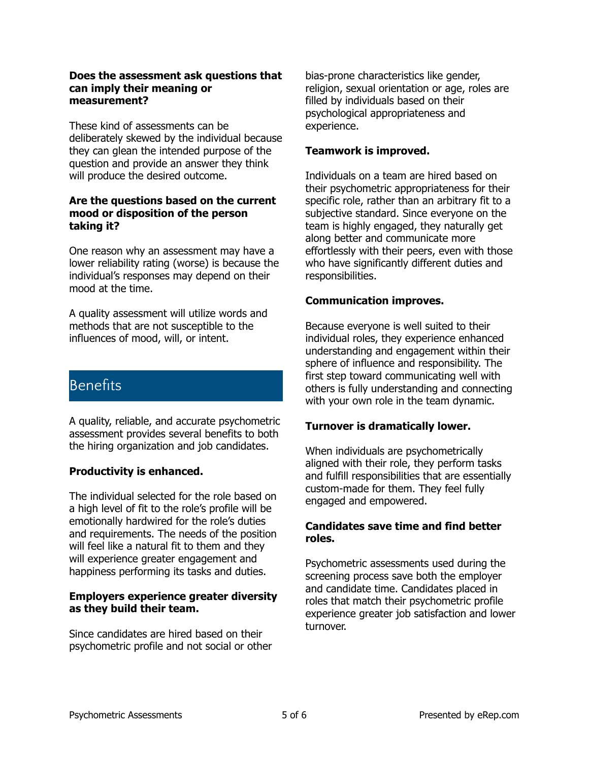**Does the assessment ask questions that can imply their meaning or measurement?**

These kind of assessments can be deliberately skewed by the individual because they can glean the intended purpose of the question and provide an answer they think will produce the desired outcome.

**Are the questions based on the current mood or disposition of the person taking it?**

One reason why an assessment may have a lower reliability rating (worse) is because the individual's responses may depend on their mood at the time.

A quality assessment will utilize words and methods that are not susceptible to the influences of mood, will, or intent.

## Benefits

A quality, reliable, and accurate psychometric assessment provides several benefits to both the hiring organization and job candidates.

**Productivity is enhanced.**

The individual selected for the role based on a high level of fit to the role's profile will be emotionally hardwired for the role's duties and requirements. The needs of the position will feel like a natural fit to them and they will experience greater engagement and happiness performing its tasks and duties.

**Employers experience greater diversity as they build their team.**

Since candidates are hired based on their psychometric profile and not social or other bias-prone characteristics like gender, religion, sexual orientation or age, roles are filled by individuals based on their psychological appropriateness and experience.

**Teamwork is improved.**

Individuals on a team are hired based on their psychometric appropriateness for their specific role, rather than an arbitrary fit to a subjective standard. Since everyone on the team is highly engaged, they naturally get along better and communicate more effortlessly with their peers, even with those who have significantly different duties and responsibilities.

**Communication improves.**

Because everyone is well suited to their individual roles, they experience enhanced understanding and engagement within their sphere of influence and responsibility. The first step toward communicating well with others is fully understanding and connecting with your own role in the team dynamic.

**Turnover is dramatically lower.**

When individuals are psychometrically aligned with their role, they perform tasks and fulfill responsibilities that are essentially custom-made for them. They feel fully engaged and empowered.

**Candidates save time and find better roles.**

Psychometric assessments used during the screening process save both the employer and candidate time. Candidates placed in roles that match their psychometric profile experience greater job satisfaction and lower turnover.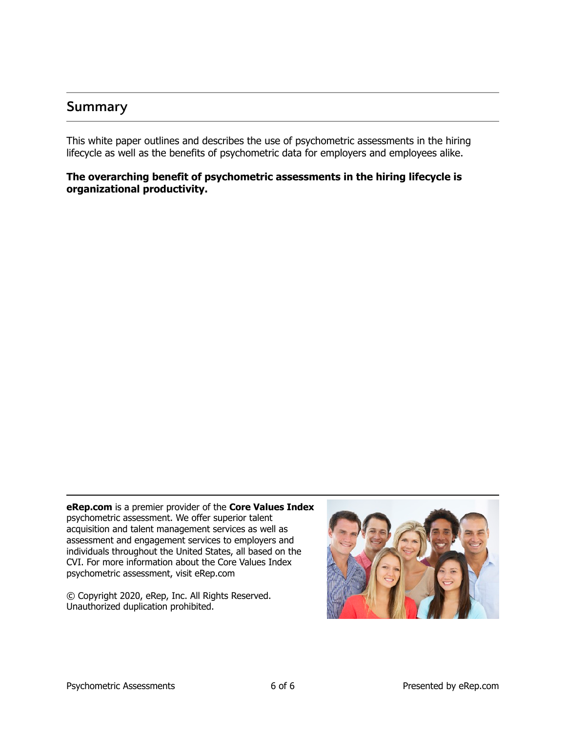## Summary

This white paper outlines and describes the use of psychometric assessments in the hiring lifecycle as well as the benefits of psychometric data for employers and employees alike.

**The overarching benefit of psychometric assessments in the hiring lifecycle is organizational productivity.**

**eRep.com** is a premier provider of the **Core Values Index** psychometric assessment. We offer superior talent acquisition and talent management services as well as assessment and engagement services to employers and individuals throughout the United States, all based on the CVI. For more information about the Core Values Index psychometric assessment, visit eRep.com

© Copyright 2020, eRep, Inc. All Rights Reserved. Unauthorized duplication prohibited.